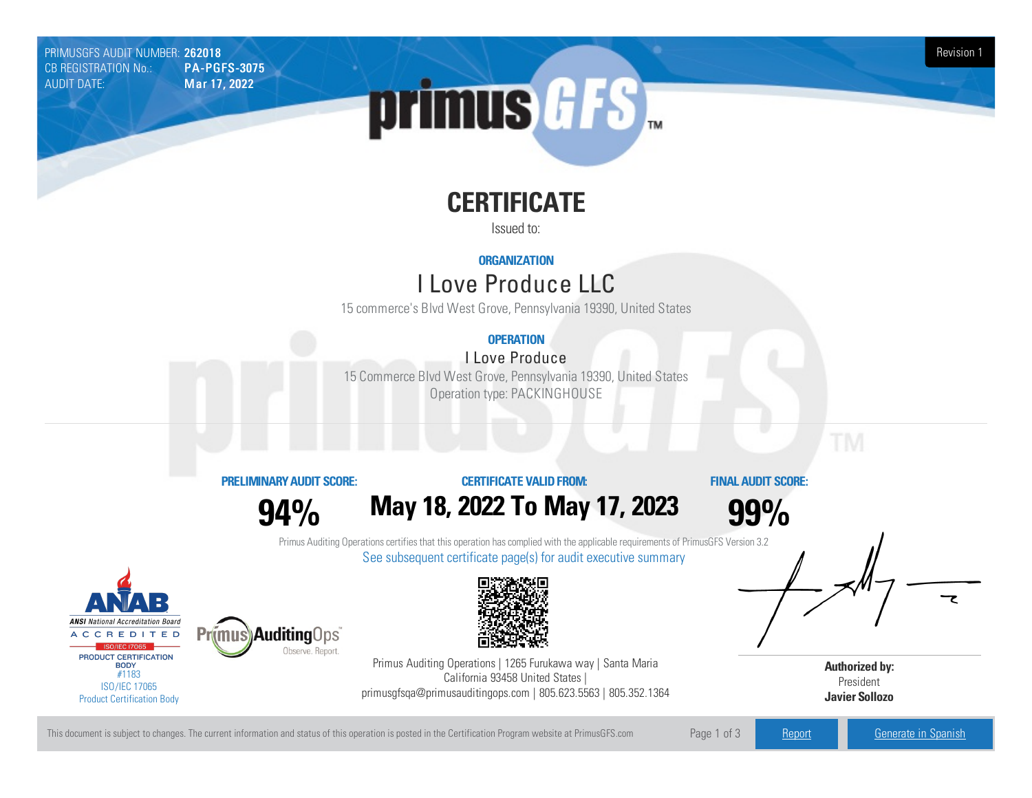PRIMUSGFS AUDIT NUMBER: **262018**
CB REGISTRATION No.: **PA-PGFS-3075**
AUDIT DATE: **Mar 17, 2022**

Revision 1

# CERTIFICATE

Issued to:

**ORGANIZATION**

## I Love Produce LLC

15 commerce's Blvd West Grove, Pennsylvania 19390, United States

**OPERATION**

### I Love Produce

15 Commerce Blvd West Grove, Pennsylvania 19390, United States
Operation type: PACKINGHOUSE

| PRELIMINARY AUDIT SCORE: | CERTIFICATE VALID FROM: | FINAL AUDIT SCORE: |
|---|---|---|
| **94%** | **May 18, 2022 To May 17, 2023** | **99%** |

Primus Auditing Operations certifies that this operation has complied with the applicable requirements of PrimusGFS Version 3.2

See subsequent certificate page(s) for audit executive summary

ANAB ANSI National Accreditation Board ACCREDITED ISO/IEC 17065 PRODUCT CERTIFICATION BODY #1183
ISO/IEC 17065
Product Certification Body

Primus Auditing Ops Observe. Report.

Primus Auditing Operations | 1265 Furukawa way | Santa Maria California 93458 United States | primusgfsqa@primusauditingops.com | 805.623.5563 | 805.352.1364

**Authorized by:**
President
**Javier Sollozo**

This document is subject to changes. The current information and status of this operation is posted in the Certification Program website at PrimusGFS.com

Report | Generate in Spanish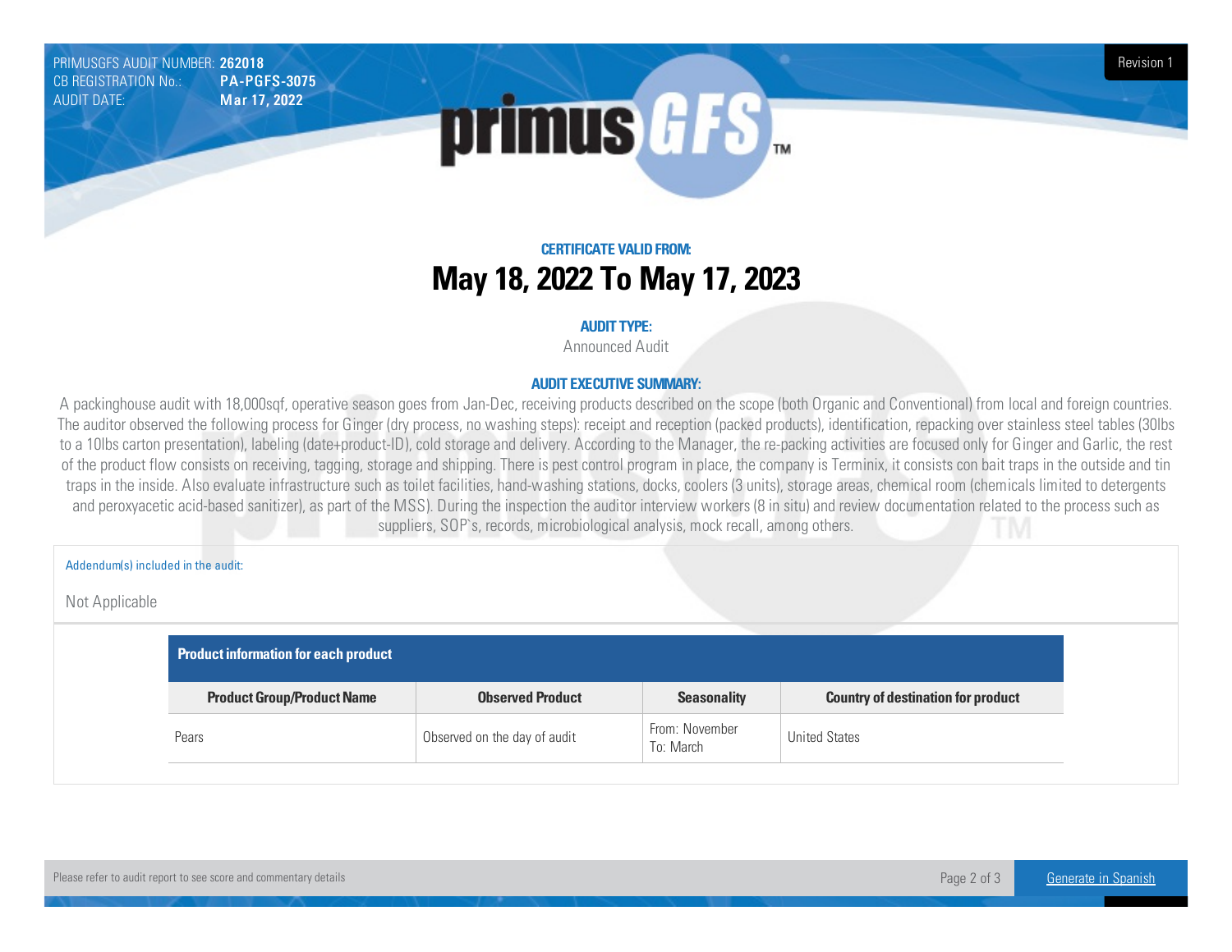PRIMUSGFS AUDIT NUMBER: **262018**
CB REGISTRATION No.: **PA-PGFS-3075**
AUDIT DATE: **Mar 17, 2022**

Revision 1

**primus GFS**™

### CERTIFICATE VALID FROM:

# May 18, 2022 To May 17, 2023

### AUDIT TYPE:

Announced Audit

### AUDIT EXECUTIVE SUMMARY:

A packinghouse audit with 18,000sqf, operative season goes from Jan-Dec, receiving products described on the scope (both Organic and Conventional) from local and foreign countries. The auditor observed the following process for Ginger (dry process, no washing steps): receipt and reception (packed products), identification, repacking over stainless steel tables (30lbs to a 10lbs carton presentation), labeling (date+product-ID), cold storage and delivery. According to the Manager, the re-packing activities are focused only for Ginger and Garlic, the rest of the product flow consists on receiving, tagging, storage and shipping. There is pest control program in place, the company is Terminix, it consists con bait traps in the outside and tin traps in the inside. Also evaluate infrastructure such as toilet facilities, hand-washing stations, docks, coolers (3 units), storage areas, chemical room (chemicals limited to detergents and peroxyacetic acid-based sanitizer), as part of the MSS). During the inspection the auditor interview workers (8 in situ) and review documentation related to the process such as suppliers, SOP`s, records, microbiological analysis, mock recall, among others.

Addendum(s) included in the audit:

Not Applicable

**Product information for each product**

| Product Group/Product Name | Observed Product | Seasonality | Country of destination for product |
|---|---|---|---|
| Pears | Observed on the day of audit | From: November<br>To: March | United States |

Please refer to audit report to see score and commentary details

Generate in Spanish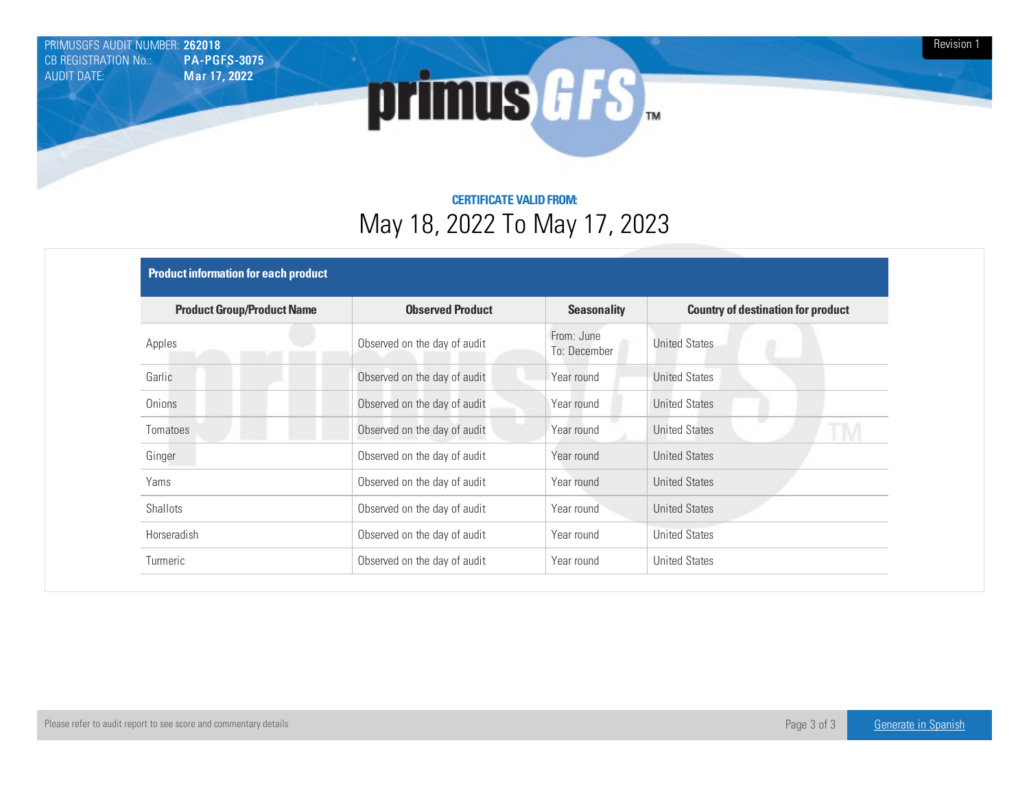PRIMUSGFS AUDIT NUMBER: **262018**
CB REGISTRATION No.: **PA-PGFS-3075**
AUDIT DATE: **Mar 17, 2022**

Revision 1

**CERTIFICATE VALID FROM:**

# May 18, 2022 To May 17, 2023

**Product information for each product**

| Product Group/Product Name | Observed Product | Seasonality | Country of destination for product |
|---|---|---|---|
| Apples | Observed on the day of audit | From: June<br>To: December | United States |
| Garlic | Observed on the day of audit | Year round | United States |
| Onions | Observed on the day of audit | Year round | United States |
| Tomatoes | Observed on the day of audit | Year round | United States |
| Ginger | Observed on the day of audit | Year round | United States |
| Yams | Observed on the day of audit | Year round | United States |
| Shallots | Observed on the day of audit | Year round | United States |
| Horseradish | Observed on the day of audit | Year round | United States |
| Turmeric | Observed on the day of audit | Year round | United States |

Please refer to audit report to see score and commentary details

Generate in Spanish